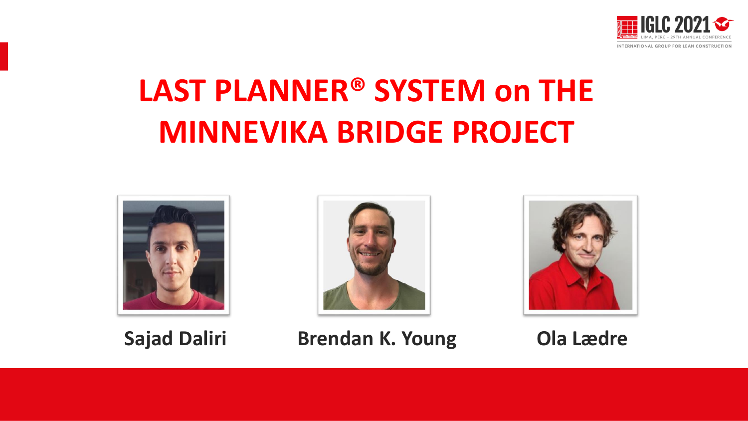# LAST PLANNER® SYSTEM on THE MINNEVIKA BRIDGE PROJECT

**Sajad Daliri**

**Brendan K. Young**

**Ola Lædre**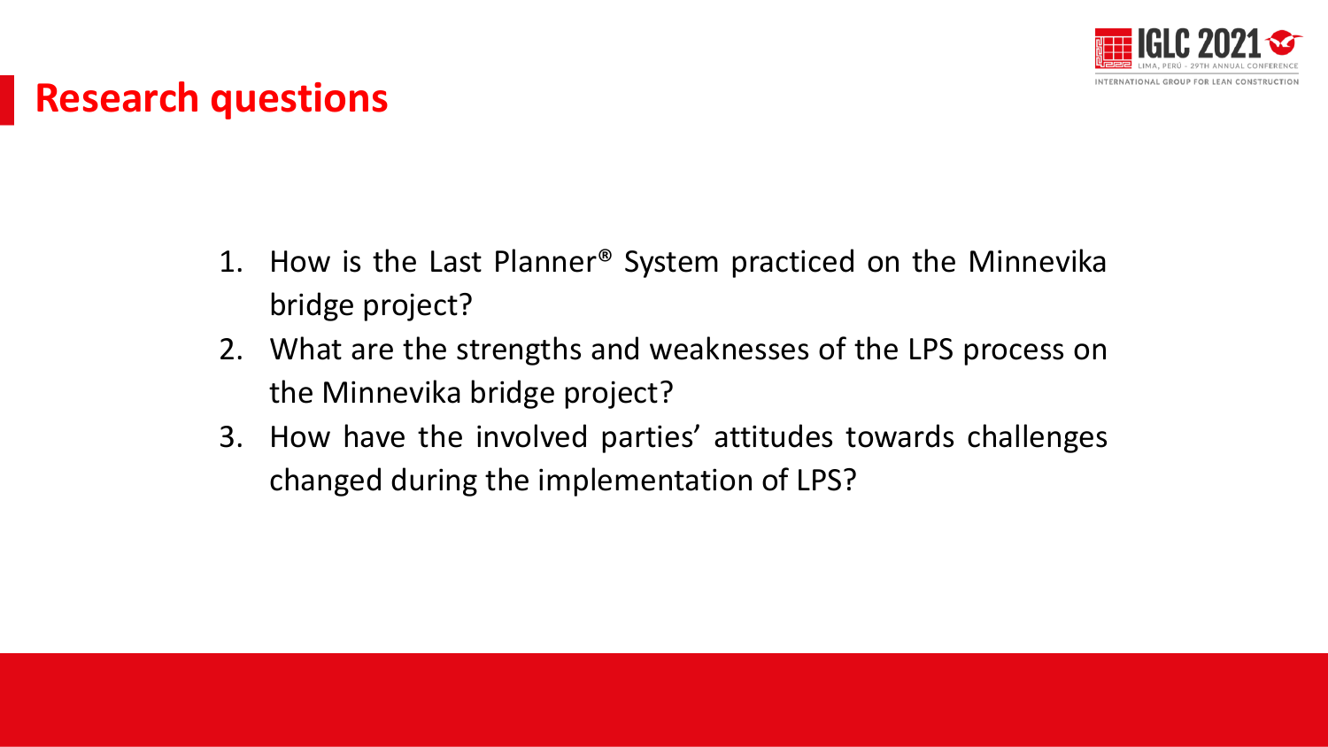# Research questions

1. How is the Last Planner® System practiced on the Minnevika bridge project?
2. What are the strengths and weaknesses of the LPS process on the Minnevika bridge project?
3. How have the involved parties' attitudes towards challenges changed during the implementation of LPS?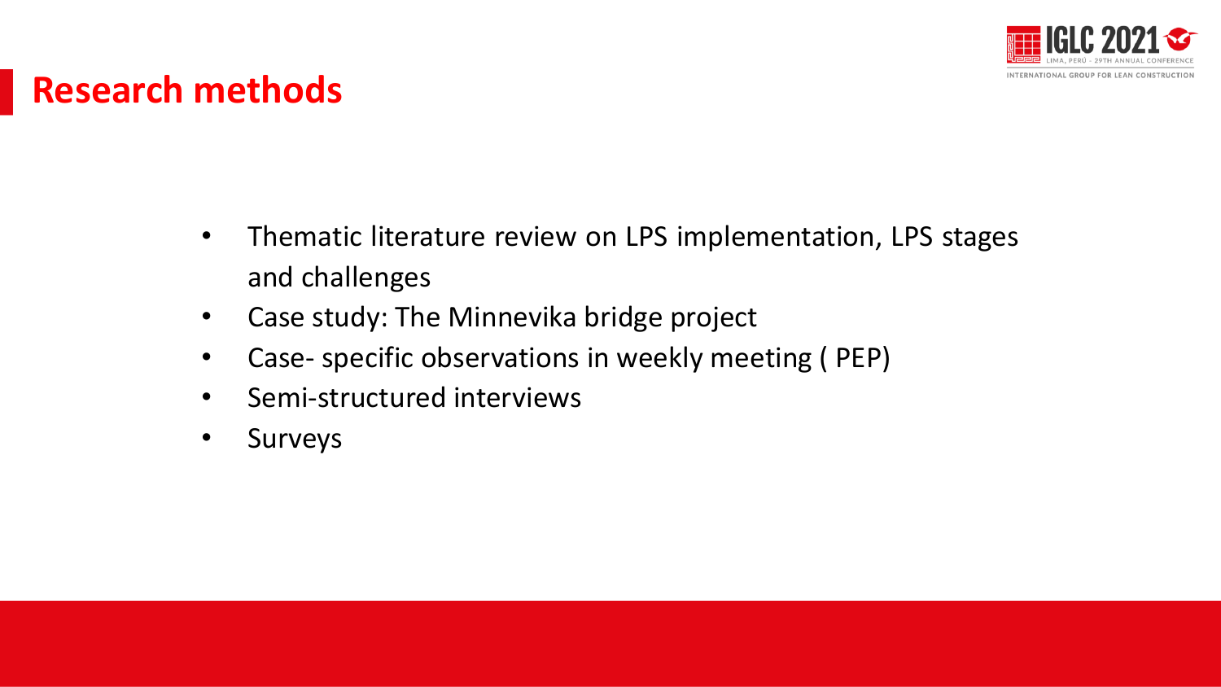# Research methods

- Thematic literature review on LPS implementation, LPS stages and challenges
- Case study: The Minnevika bridge project
- Case- specific observations in weekly meeting ( PEP)
- Semi-structured interviews
- Surveys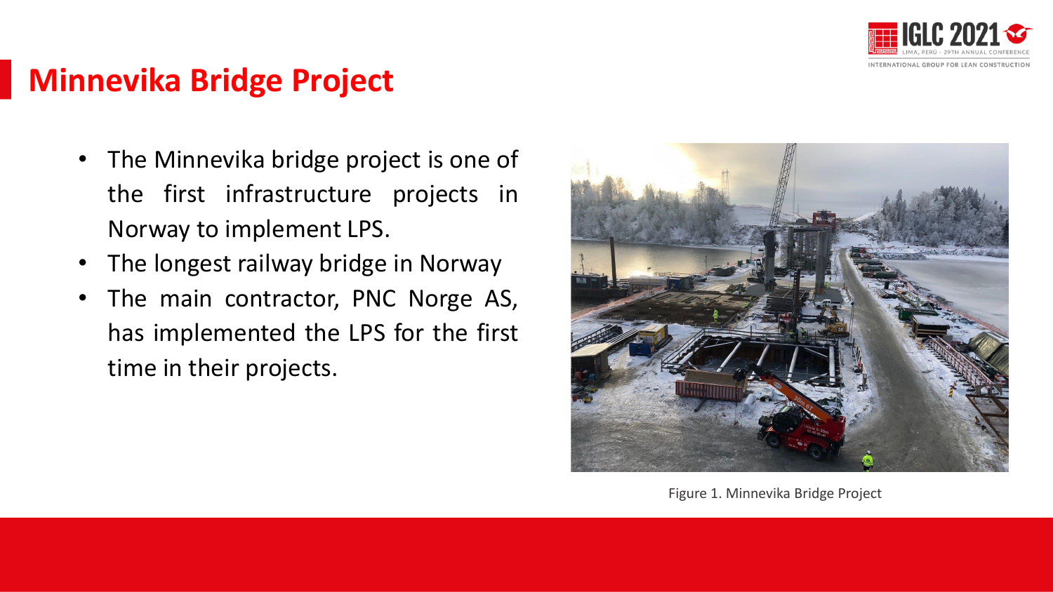# Minnevika Bridge Project

- The Minnevika bridge project is one of the first infrastructure projects in Norway to implement LPS.
- The longest railway bridge in Norway
- The main contractor, PNC Norge AS, has implemented the LPS for the first time in their projects.

Figure 1. Minnevika Bridge Project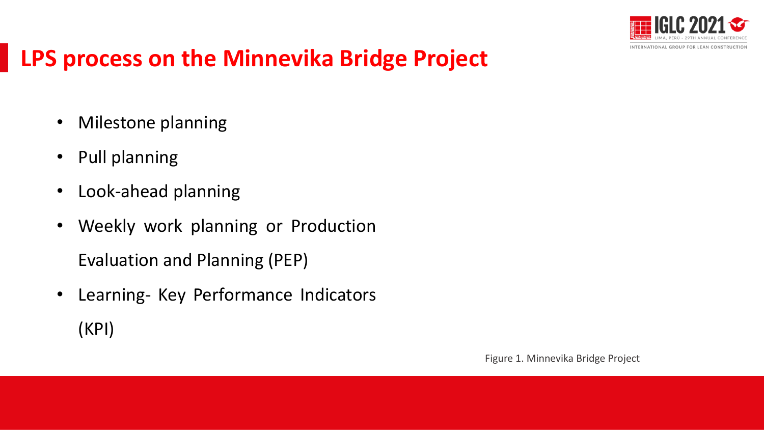# LPS process on the Minnevika Bridge Project

- Milestone planning
- Pull planning
- Look-ahead planning
- Weekly work planning or Production Evaluation and Planning (PEP)
- Learning- Key Performance Indicators (KPI)

Figure 1. Minnevika Bridge Project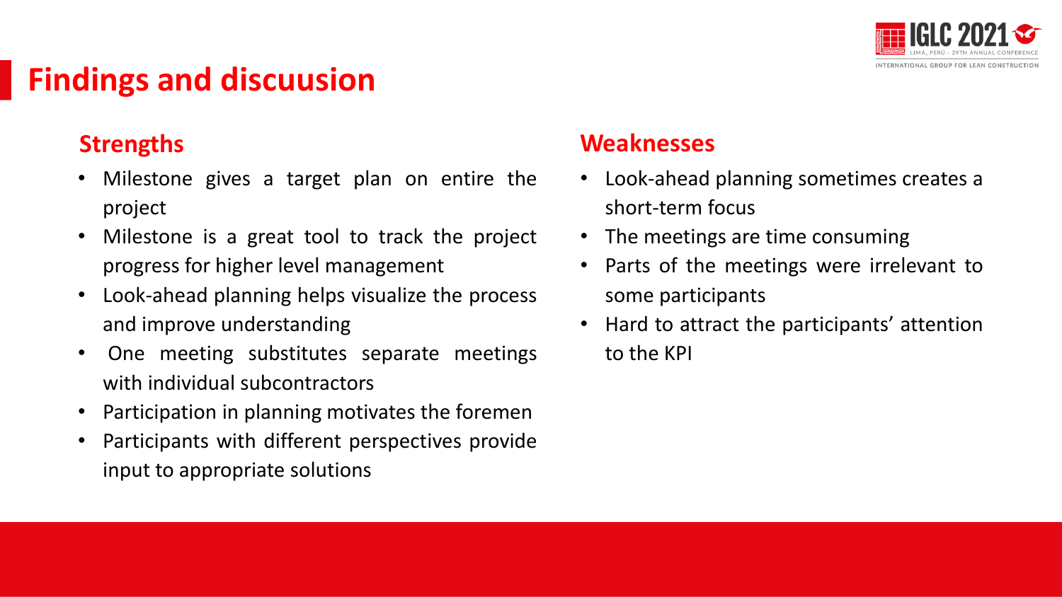# Findings and discuusion

## Strengths

- Milestone gives a target plan on entire the project
- Milestone is a great tool to track the project progress for higher level management
- Look-ahead planning helps visualize the process and improve understanding
- One meeting substitutes separate meetings with individual subcontractors
- Participation in planning motivates the foremen
- Participants with different perspectives provide input to appropriate solutions

## Weaknesses

- Look-ahead planning sometimes creates a short-term focus
- The meetings are time consuming
- Parts of the meetings were irrelevant to some participants
- Hard to attract the participants' attention to the KPI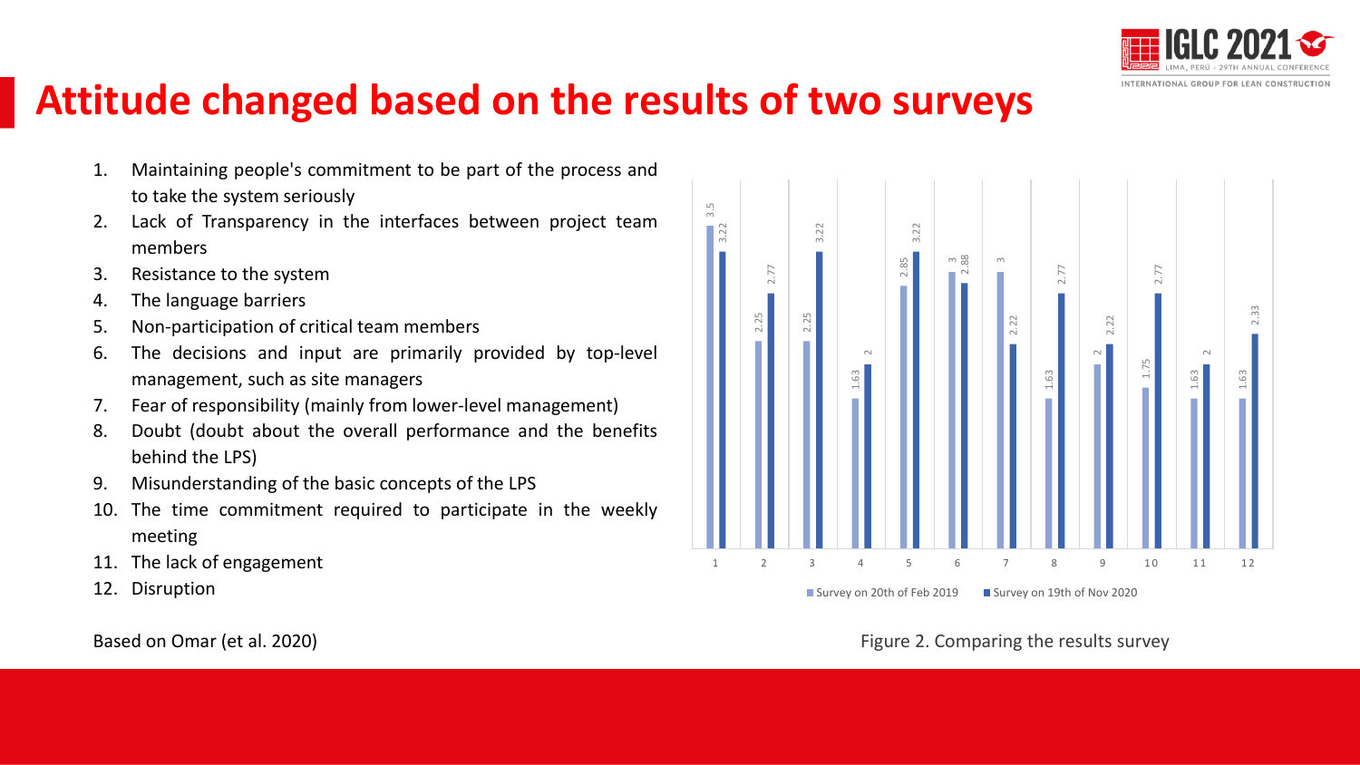# Attitude changed based on the results of two surveys

1. Maintaining people's commitment to be part of the process and to take the system seriously
2. Lack of Transparency in the interfaces between project team members
3. Resistance to the system
4. The language barriers
5. Non-participation of critical team members
6. The decisions and input are primarily provided by top-level management, such as site managers
7. Fear of responsibility (mainly from lower-level management)
8. Doubt (doubt about the overall performance and the benefits behind the LPS)
9. Misunderstanding of the basic concepts of the LPS
10. The time commitment required to participate in the weekly meeting
11. The lack of engagement
12. Disruption

Based on Omar (et al. 2020)

| | 1 | 2 | 3 | 4 | 5 | 6 | 7 | 8 | 9 | 10 | 11 | 12 |
|---|---|---|---|---|---|---|---|---|---|---|---|---|
| Survey on 20th of Feb 2019 | 3.5 | 2.25 | 2.25 | 1.63 | 2.85 | 3 | 3 | 1.63 | 2 | 1.75 | 1.63 | 1.63 |
| Survey on 19th of Nov 2020 | 3.22 | 2.77 | 3.22 | 2 | 3.22 | 2.88 | 2.22 | 2.77 | 2.22 | 2.77 | 2 | 2.33 |

Figure 2. Comparing the results survey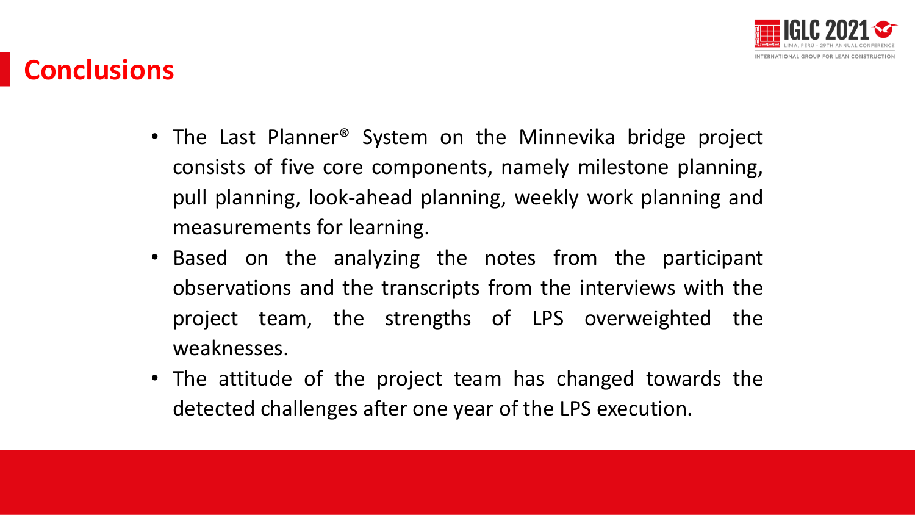# Conclusions

- The Last Planner® System on the Minnevika bridge project consists of five core components, namely milestone planning, pull planning, look-ahead planning, weekly work planning and measurements for learning.
- Based on the analyzing the notes from the participant observations and the transcripts from the interviews with the project team, the strengths of LPS overweighted the weaknesses.
- The attitude of the project team has changed towards the detected challenges after one year of the LPS execution.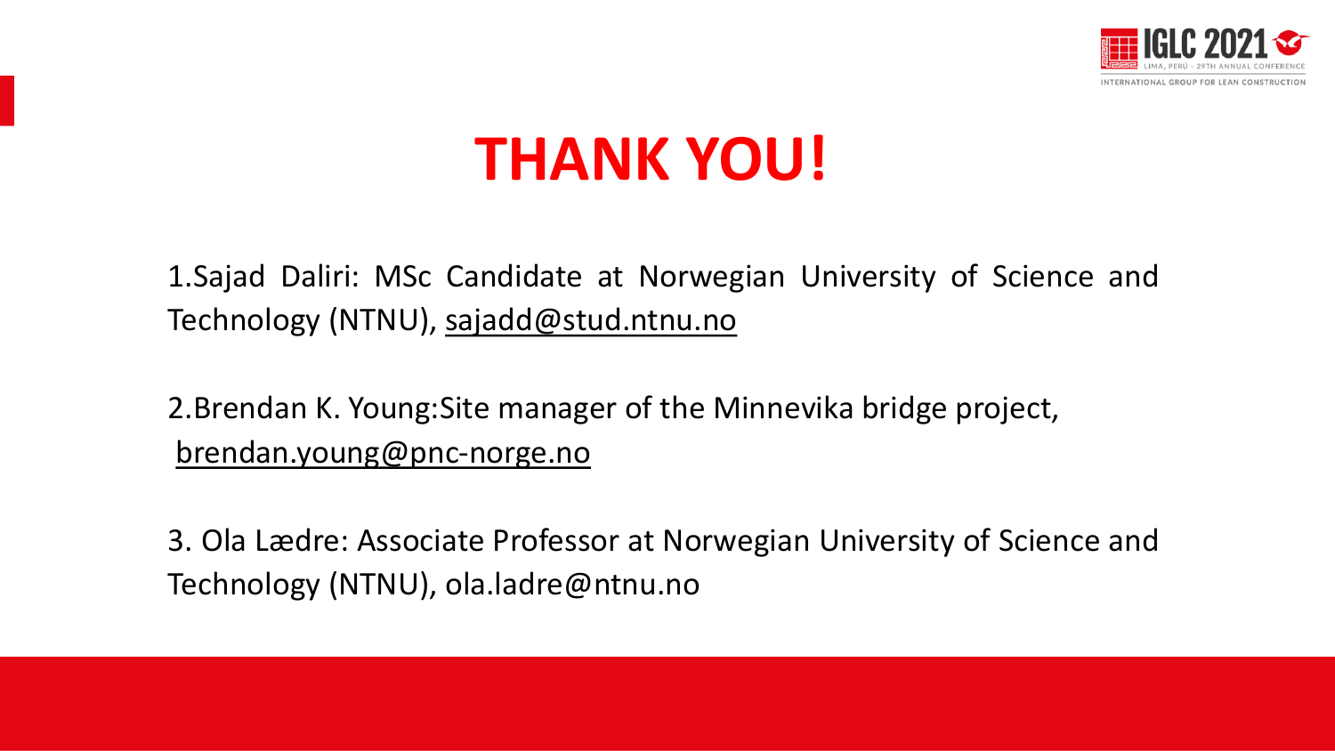# THANK YOU!

1.Sajad Daliri: MSc Candidate at Norwegian University of Science and Technology (NTNU), sajadd@stud.ntnu.no

2.Brendan K. Young:Site manager of the Minnevika bridge project, brendan.young@pnc-norge.no

3. Ola Lædre: Associate Professor at Norwegian University of Science and Technology (NTNU), ola.ladre@ntnu.no